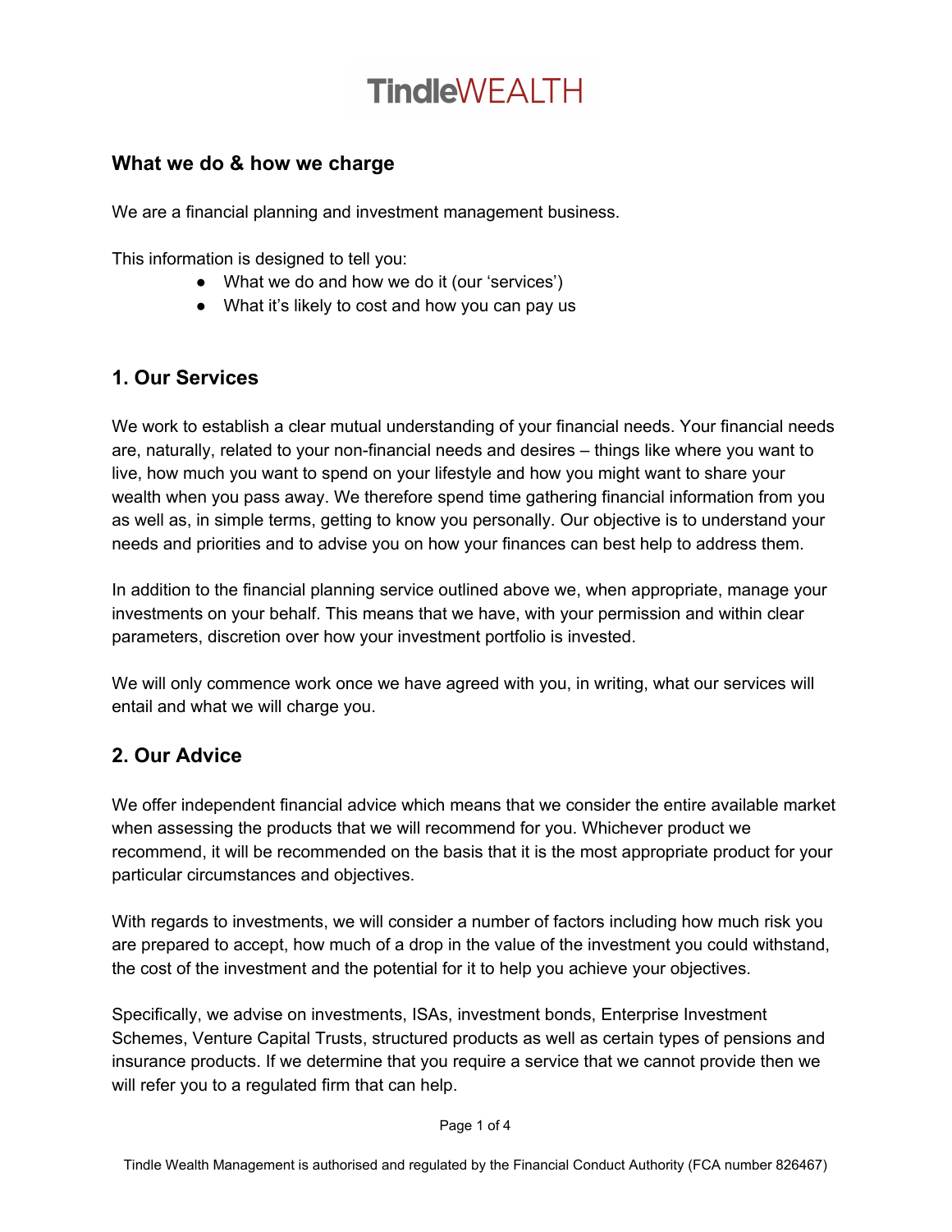# TindleWEALTH

## What we do & how we charge

We are a financial planning and investment management business.

This information is designed to tell you:

- What we do and how we do it (our 'services')
- What it's likely to cost and how you can pay us

## 1. Our Services

We work to establish a clear mutual understanding of your financial needs. Your financial needs are, naturally, related to your non-financial needs and desires – things like where you want to live, how much you want to spend on your lifestyle and how you might want to share your wealth when you pass away. We therefore spend time gathering financial information from you as well as, in simple terms, getting to know you personally. Our objective is to understand your needs and priorities and to advise you on how your finances can best help to address them.

In addition to the financial planning service outlined above we, when appropriate, manage your investments on your behalf. This means that we have, with your permission and within clear parameters, discretion over how your investment portfolio is invested.

We will only commence work once we have agreed with you, in writing, what our services will entail and what we will charge you.

## 2. Our Advice

We offer independent financial advice which means that we consider the entire available market when assessing the products that we will recommend for you. Whichever product we recommend, it will be recommended on the basis that it is the most appropriate product for your particular circumstances and objectives.

With regards to investments, we will consider a number of factors including how much risk you are prepared to accept, how much of a drop in the value of the investment you could withstand, the cost of the investment and the potential for it to help you achieve your objectives.

Specifically, we advise on investments, ISAs, investment bonds, Enterprise Investment Schemes, Venture Capital Trusts, structured products as well as certain types of pensions and insurance products. If we determine that you require a service that we cannot provide then we will refer you to a regulated firm that can help.

Tindle Wealth Management is authorised and regulated by the Financial Conduct Authority (FCA number 826467)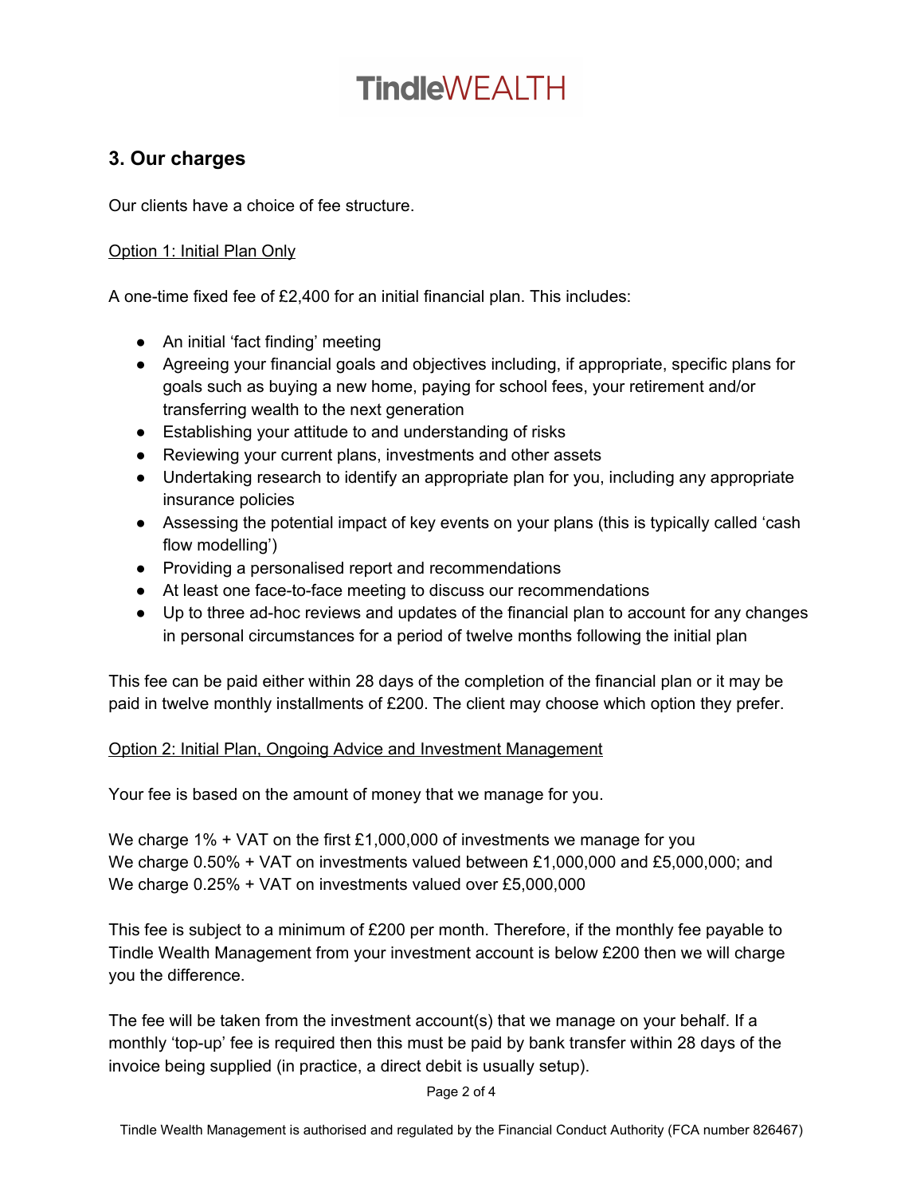## 3. Our charges

Our clients have a choice of fee structure.

<u>Option 1: Initial Plan Only</u>

A one-time fixed fee of £2,400 for an initial financial plan. This includes:

- An initial 'fact finding' meeting
- Agreeing your financial goals and objectives including, if appropriate, specific plans for goals such as buying a new home, paying for school fees, your retirement and/or transferring wealth to the next generation
- Establishing your attitude to and understanding of risks
- Reviewing your current plans, investments and other assets
- Undertaking research to identify an appropriate plan for you, including any appropriate insurance policies
- Assessing the potential impact of key events on your plans (this is typically called 'cash flow modelling')
- Providing a personalised report and recommendations
- At least one face-to-face meeting to discuss our recommendations
- Up to three ad-hoc reviews and updates of the financial plan to account for any changes in personal circumstances for a period of twelve months following the initial plan

This fee can be paid either within 28 days of the completion of the financial plan or it may be paid in twelve monthly installments of £200. The client may choose which option they prefer.

<u>Option 2: Initial Plan, Ongoing Advice and Investment Management</u>

Your fee is based on the amount of money that we manage for you.

We charge 1% + VAT on the first £1,000,000 of investments we manage for you
We charge 0.50% + VAT on investments valued between £1,000,000 and £5,000,000; and
We charge 0.25% + VAT on investments valued over £5,000,000

This fee is subject to a minimum of £200 per month. Therefore, if the monthly fee payable to Tindle Wealth Management from your investment account is below £200 then we will charge you the difference.

The fee will be taken from the investment account(s) that we manage on your behalf. If a monthly 'top-up' fee is required then this must be paid by bank transfer within 28 days of the invoice being supplied (in practice, a direct debit is usually setup).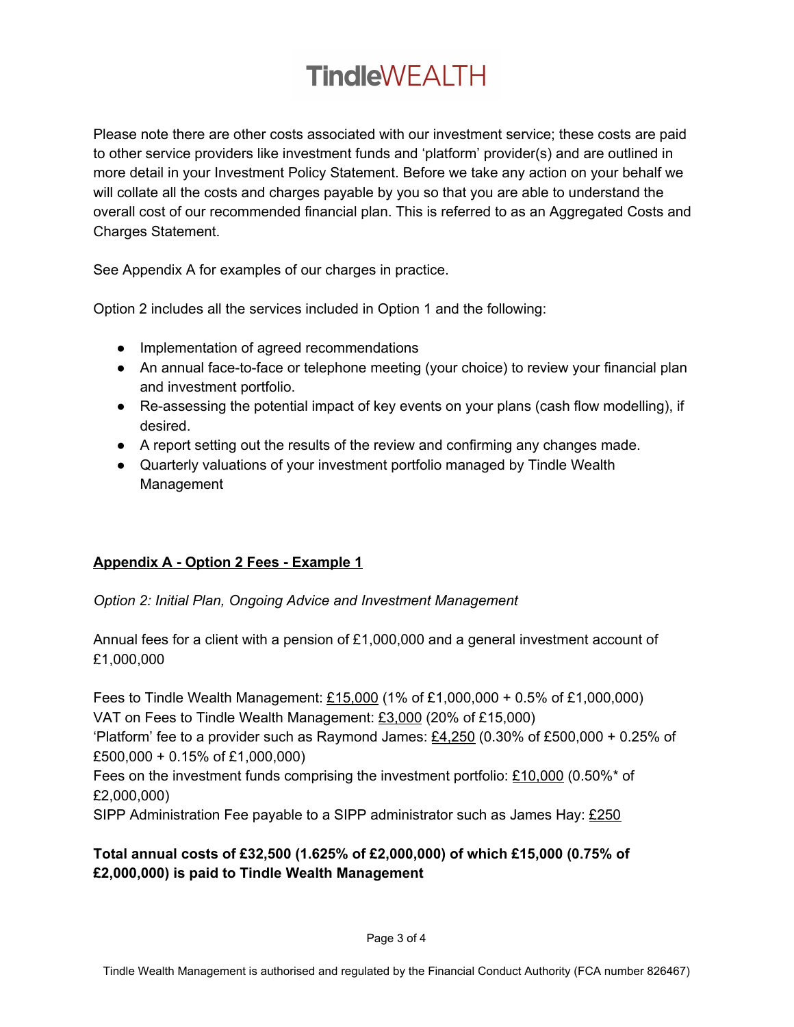Please note there are other costs associated with our investment service; these costs are paid to other service providers like investment funds and 'platform' provider(s) and are outlined in more detail in your Investment Policy Statement. Before we take any action on your behalf we will collate all the costs and charges payable by you so that you are able to understand the overall cost of our recommended financial plan. This is referred to as an Aggregated Costs and Charges Statement.

See Appendix A for examples of our charges in practice.

Option 2 includes all the services included in Option 1 and the following:

- Implementation of agreed recommendations
- An annual face-to-face or telephone meeting (your choice) to review your financial plan and investment portfolio.
- Re-assessing the potential impact of key events on your plans (cash flow modelling), if desired.
- A report setting out the results of the review and confirming any changes made.
- Quarterly valuations of your investment portfolio managed by Tindle Wealth Management

## Appendix A - Option 2 Fees - Example 1

*Option 2: Initial Plan, Ongoing Advice and Investment Management*

Annual fees for a client with a pension of £1,000,000 and a general investment account of £1,000,000

Fees to Tindle Wealth Management: £15,000 (1% of £1,000,000 + 0.5% of £1,000,000)
VAT on Fees to Tindle Wealth Management: £3,000 (20% of £15,000)
'Platform' fee to a provider such as Raymond James: £4,250 (0.30% of £500,000 + 0.25% of £500,000 + 0.15% of £1,000,000)
Fees on the investment funds comprising the investment portfolio: £10,000 (0.50%* of £2,000,000)
SIPP Administration Fee payable to a SIPP administrator such as James Hay: £250

**Total annual costs of £32,500 (1.625% of £2,000,000) of which £15,000 (0.75% of £2,000,000) is paid to Tindle Wealth Management**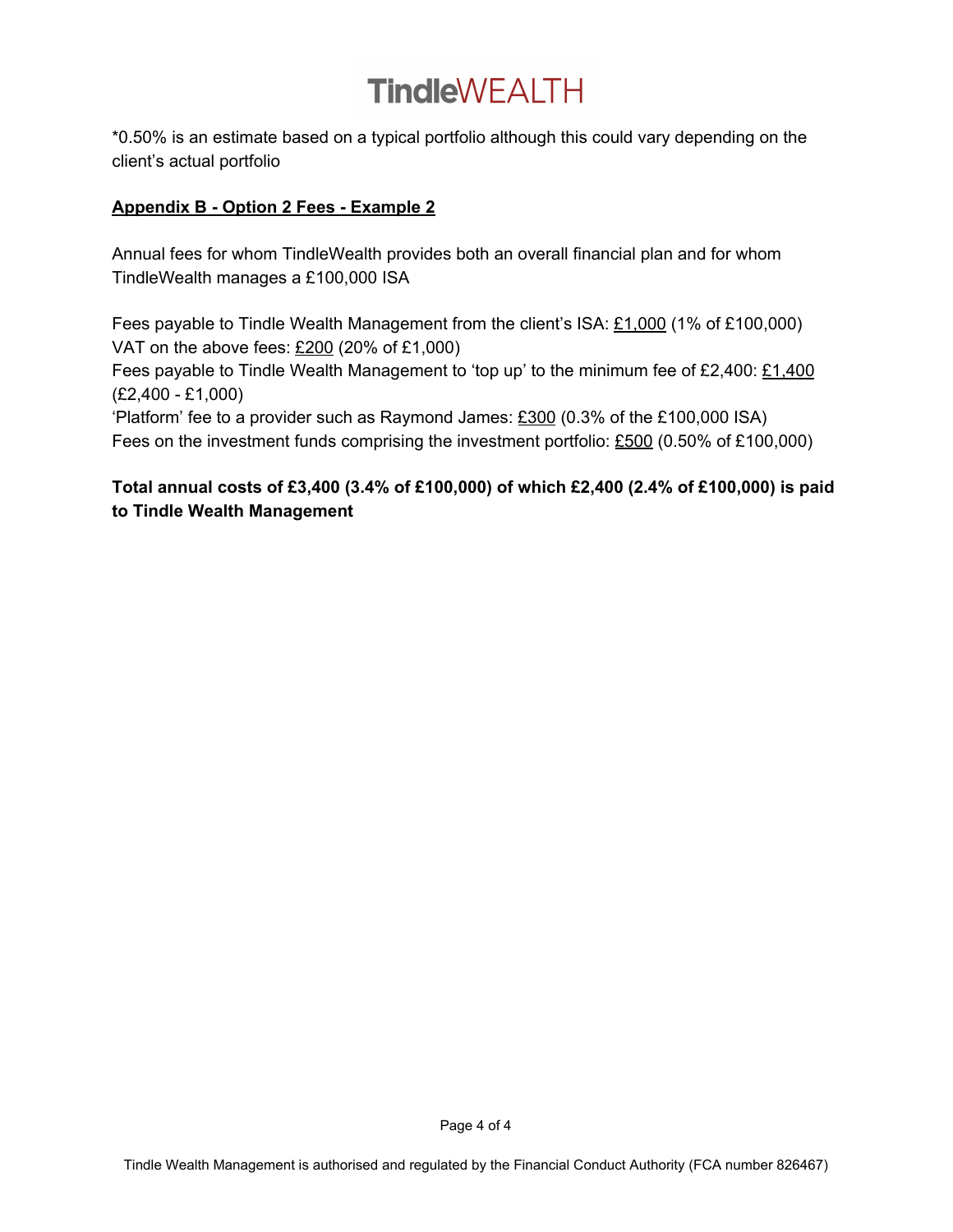*0.50% is an estimate based on a typical portfolio although this could vary depending on the client's actual portfolio

## Appendix B - Option 2 Fees - Example 2

Annual fees for whom TindleWealth provides both an overall financial plan and for whom TindleWealth manages a £100,000 ISA

Fees payable to Tindle Wealth Management from the client's ISA: £1,000 (1% of £100,000)
VAT on the above fees: £200 (20% of £1,000)
Fees payable to Tindle Wealth Management to 'top up' to the minimum fee of £2,400: £1,400 (£2,400 - £1,000)
'Platform' fee to a provider such as Raymond James: £300 (0.3% of the £100,000 ISA)
Fees on the investment funds comprising the investment portfolio: £500 (0.50% of £100,000)

**Total annual costs of £3,400 (3.4% of £100,000) of which £2,400 (2.4% of £100,000) is paid to Tindle Wealth Management**

Tindle Wealth Management is authorised and regulated by the Financial Conduct Authority (FCA number 826467)